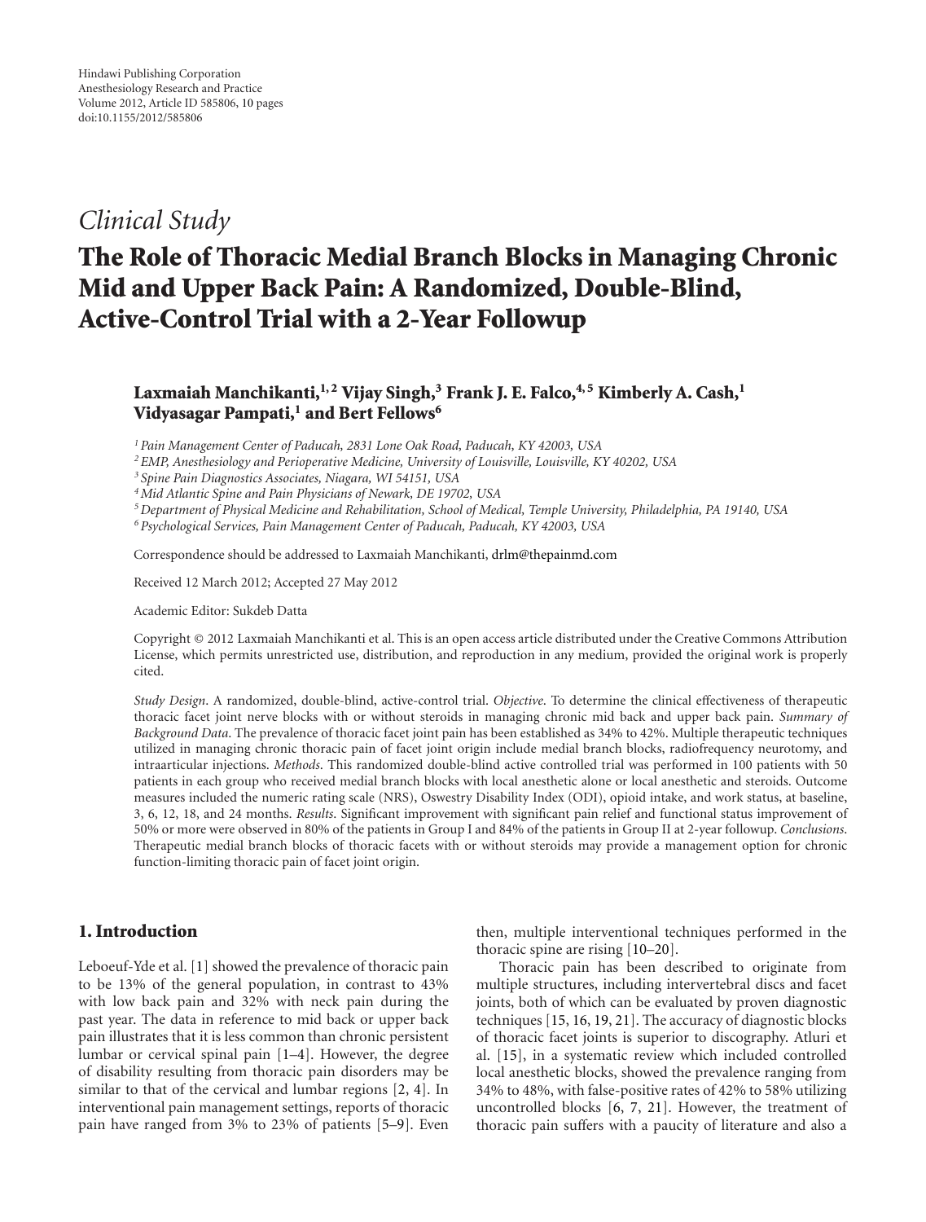Hindawi Publishing Corporation
Anesthesiology Research and Practice
Volume 2012, Article ID 585806, 10 pages
doi:10.1155/2012/585806

*Clinical Study*

# The Role of Thoracic Medial Branch Blocks in Managing Chronic Mid and Upper Back Pain: A Randomized, Double-Blind, Active-Control Trial with a 2-Year Followup

**Laxmaiah Manchikanti,[1,2] Vijay Singh,[3] Frank J. E. Falco,[4,5] Kimberly A. Cash,[1] Vidyasagar Pampati,[1] and Bert Fellows[6]**

[1] *Pain Management Center of Paducah, 2831 Lone Oak Road, Paducah, KY 42003, USA*
[2] *EMP, Anesthesiology and Perioperative Medicine, University of Louisville, Louisville, KY 40202, USA*
[3] *Spine Pain Diagnostics Associates, Niagara, WI 54151, USA*
[4] *Mid Atlantic Spine and Pain Physicians of Newark, DE 19702, USA*
[5] *Department of Physical Medicine and Rehabilitation, School of Medical, Temple University, Philadelphia, PA 19140, USA*
[6] *Psychological Services, Pain Management Center of Paducah, Paducah, KY 42003, USA*

Correspondence should be addressed to Laxmaiah Manchikanti, drlm@thepainmd.com

Received 12 March 2012; Accepted 27 May 2012

Academic Editor: Sukdeb Datta

Copyright © 2012 Laxmaiah Manchikanti et al. This is an open access article distributed under the Creative Commons Attribution License, which permits unrestricted use, distribution, and reproduction in any medium, provided the original work is properly cited.

*Study Design*. A randomized, double-blind, active-control trial. *Objective*. To determine the clinical effectiveness of therapeutic thoracic facet joint nerve blocks with or without steroids in managing chronic mid back and upper back pain. *Summary of Background Data*. The prevalence of thoracic facet joint pain has been established as 34% to 42%. Multiple therapeutic techniques utilized in managing chronic thoracic pain of facet joint origin include medial branch blocks, radiofrequency neurotomy, and intraarticular injections. *Methods*. This randomized double-blind active controlled trial was performed in 100 patients with 50 patients in each group who received medial branch blocks with local anesthetic alone or local anesthetic and steroids. Outcome measures included the numeric rating scale (NRS), Oswestry Disability Index (ODI), opioid intake, and work status, at baseline, 3, 6, 12, 18, and 24 months. *Results*. Significant improvement with significant pain relief and functional status improvement of 50% or more were observed in 80% of the patients in Group I and 84% of the patients in Group II at 2-year followup. *Conclusions*. Therapeutic medial branch blocks of thoracic facets with or without steroids may provide a management option for chronic function-limiting thoracic pain of facet joint origin.

## 1. Introduction

Leboeuf-Yde et al. [1] showed the prevalence of thoracic pain to be 13% of the general population, in contrast to 43% with low back pain and 32% with neck pain during the past year. The data in reference to mid back or upper back pain illustrates that it is less common than chronic persistent lumbar or cervical spinal pain [1–4]. However, the degree of disability resulting from thoracic pain disorders may be similar to that of the cervical and lumbar regions [2, 4]. In interventional pain management settings, reports of thoracic pain have ranged from 3% to 23% of patients [5–9]. Even then, multiple interventional techniques performed in the thoracic spine are rising [10–20].

Thoracic pain has been described to originate from multiple structures, including intervertebral discs and facet joints, both of which can be evaluated by proven diagnostic techniques [15, 16, 19, 21]. The accuracy of diagnostic blocks of thoracic facet joints is superior to discography. Atluri et al. [15], in a systematic review which included controlled local anesthetic blocks, showed the prevalence ranging from 34% to 48%, with false-positive rates of 42% to 58% utilizing uncontrolled blocks [6, 7, 21]. However, the treatment of thoracic pain suffers with a paucity of literature and also a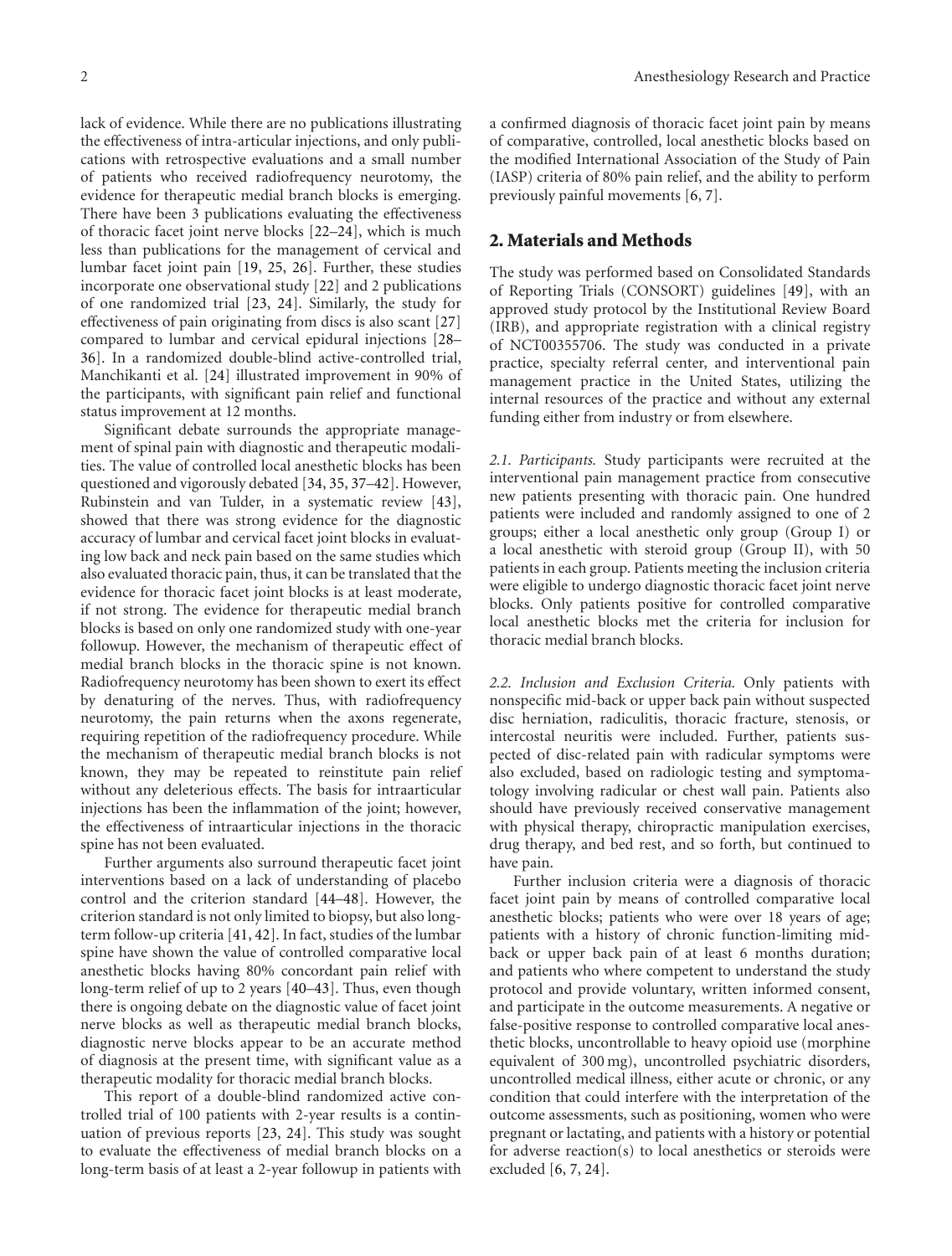lack of evidence. While there are no publications illustrating the effectiveness of intra-articular injections, and only publications with retrospective evaluations and a small number of patients who received radiofrequency neurotomy, the evidence for therapeutic medial branch blocks is emerging. There have been 3 publications evaluating the effectiveness of thoracic facet joint nerve blocks [22–24], which is much less than publications for the management of cervical and lumbar facet joint pain [19, 25, 26]. Further, these studies incorporate one observational study [22] and 2 publications of one randomized trial [23, 24]. Similarly, the study for effectiveness of pain originating from discs is also scant [27] compared to lumbar and cervical epidural injections [28–36]. In a randomized double-blind active-controlled trial, Manchikanti et al. [24] illustrated improvement in 90% of the participants, with significant pain relief and functional status improvement at 12 months.

Significant debate surrounds the appropriate management of spinal pain with diagnostic and therapeutic modalities. The value of controlled local anesthetic blocks has been questioned and vigorously debated [34, 35, 37–42]. However, Rubinstein and van Tulder, in a systematic review [43], showed that there was strong evidence for the diagnostic accuracy of lumbar and cervical facet joint blocks in evaluating low back and neck pain based on the same studies which also evaluated thoracic pain, thus, it can be translated that the evidence for thoracic facet joint blocks is at least moderate, if not strong. The evidence for therapeutic medial branch blocks is based on only one randomized study with one-year followup. However, the mechanism of therapeutic effect of medial branch blocks in the thoracic spine is not known. Radiofrequency neurotomy has been shown to exert its effect by denaturing of the nerves. Thus, with radiofrequency neurotomy, the pain returns when the axons regenerate, requiring repetition of the radiofrequency procedure. While the mechanism of therapeutic medial branch blocks is not known, they may be repeated to reinstitute pain relief without any deleterious effects. The basis for intraarticular injections has been the inflammation of the joint; however, the effectiveness of intraarticular injections in the thoracic spine has not been evaluated.

Further arguments also surround therapeutic facet joint interventions based on a lack of understanding of placebo control and the criterion standard [44–48]. However, the criterion standard is not only limited to biopsy, but also long-term follow-up criteria [41, 42]. In fact, studies of the lumbar spine have shown the value of controlled comparative local anesthetic blocks having 80% concordant pain relief with long-term relief of up to 2 years [40–43]. Thus, even though there is ongoing debate on the diagnostic value of facet joint nerve blocks as well as therapeutic medial branch blocks, diagnostic nerve blocks appear to be an accurate method of diagnosis at the present time, with significant value as a therapeutic modality for thoracic medial branch blocks.

This report of a double-blind randomized active controlled trial of 100 patients with 2-year results is a continuation of previous reports [23, 24]. This study was sought to evaluate the effectiveness of medial branch blocks on a long-term basis of at least a 2-year followup in patients with a confirmed diagnosis of thoracic facet joint pain by means of comparative, controlled, local anesthetic blocks based on the modified International Association of the Study of Pain (IASP) criteria of 80% pain relief, and the ability to perform previously painful movements [6, 7].

## 2. Materials and Methods

The study was performed based on Consolidated Standards of Reporting Trials (CONSORT) guidelines [49], with an approved study protocol by the Institutional Review Board (IRB), and appropriate registration with a clinical registry of NCT00355706. The study was conducted in a private practice, specialty referral center, and interventional pain management practice in the United States, utilizing the internal resources of the practice and without any external funding either from industry or from elsewhere.

*2.1. Participants.* Study participants were recruited at the interventional pain management practice from consecutive new patients presenting with thoracic pain. One hundred patients were included and randomly assigned to one of 2 groups; either a local anesthetic only group (Group I) or a local anesthetic with steroid group (Group II), with 50 patients in each group. Patients meeting the inclusion criteria were eligible to undergo diagnostic thoracic facet joint nerve blocks. Only patients positive for controlled comparative local anesthetic blocks met the criteria for inclusion for thoracic medial branch blocks.

*2.2. Inclusion and Exclusion Criteria.* Only patients with nonspecific mid-back or upper back pain without suspected disc herniation, radiculitis, thoracic fracture, stenosis, or intercostal neuritis were included. Further, patients suspected of disc-related pain with radicular symptoms were also excluded, based on radiologic testing and symptomatology involving radicular or chest wall pain. Patients also should have previously received conservative management with physical therapy, chiropractic manipulation exercises, drug therapy, and bed rest, and so forth, but continued to have pain.

Further inclusion criteria were a diagnosis of thoracic facet joint pain by means of controlled comparative local anesthetic blocks; patients who were over 18 years of age; patients with a history of chronic function-limiting mid-back or upper back pain of at least 6 months duration; and patients who where competent to understand the study protocol and provide voluntary, written informed consent, and participate in the outcome measurements. A negative or false-positive response to controlled comparative local anesthetic blocks, uncontrollable to heavy opioid use (morphine equivalent of 300 mg), uncontrolled psychiatric disorders, uncontrolled medical illness, either acute or chronic, or any condition that could interfere with the interpretation of the outcome assessments, such as positioning, women who were pregnant or lactating, and patients with a history or potential for adverse reaction(s) to local anesthetics or steroids were excluded [6, 7, 24].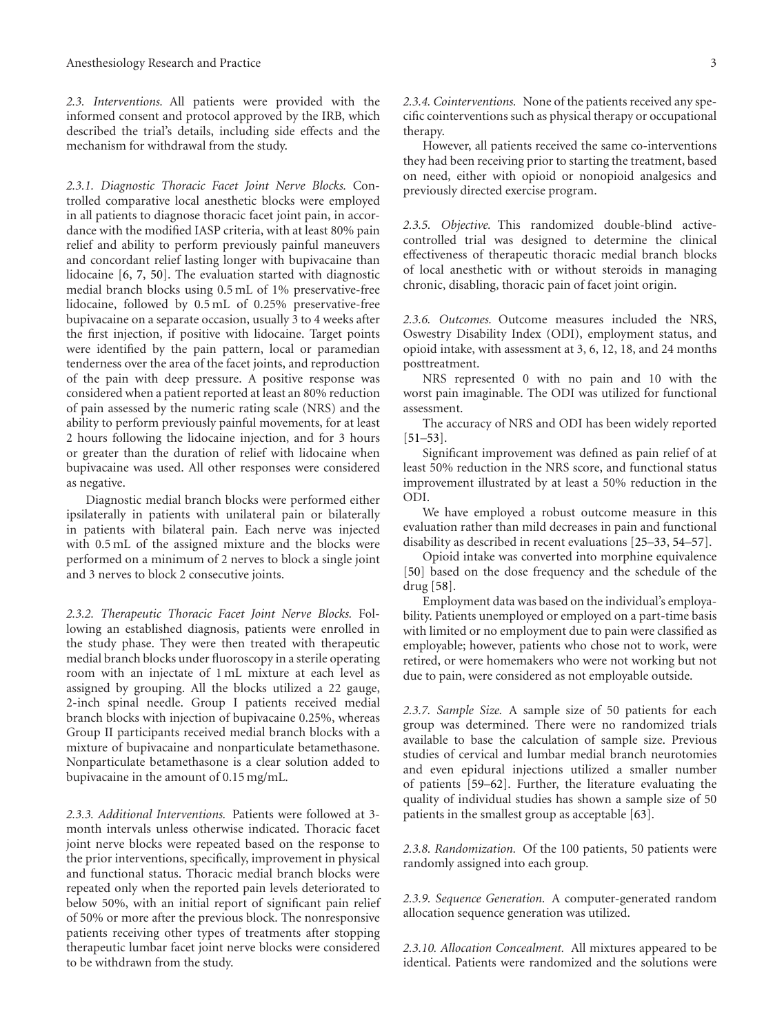*2.3. Interventions.* All patients were provided with the informed consent and protocol approved by the IRB, which described the trial's details, including side effects and the mechanism for withdrawal from the study.

*2.3.1. Diagnostic Thoracic Facet Joint Nerve Blocks.* Controlled comparative local anesthetic blocks were employed in all patients to diagnose thoracic facet joint pain, in accordance with the modified IASP criteria, with at least 80% pain relief and ability to perform previously painful maneuvers and concordant relief lasting longer with bupivacaine than lidocaine [6, 7, 50]. The evaluation started with diagnostic medial branch blocks using 0.5 mL of 1% preservative-free lidocaine, followed by 0.5 mL of 0.25% preservative-free bupivacaine on a separate occasion, usually 3 to 4 weeks after the first injection, if positive with lidocaine. Target points were identified by the pain pattern, local or paramedian tenderness over the area of the facet joints, and reproduction of the pain with deep pressure. A positive response was considered when a patient reported at least an 80% reduction of pain assessed by the numeric rating scale (NRS) and the ability to perform previously painful movements, for at least 2 hours following the lidocaine injection, and for 3 hours or greater than the duration of relief with lidocaine when bupivacaine was used. All other responses were considered as negative.

Diagnostic medial branch blocks were performed either ipsilaterally in patients with unilateral pain or bilaterally in patients with bilateral pain. Each nerve was injected with 0.5 mL of the assigned mixture and the blocks were performed on a minimum of 2 nerves to block a single joint and 3 nerves to block 2 consecutive joints.

*2.3.2. Therapeutic Thoracic Facet Joint Nerve Blocks.* Following an established diagnosis, patients were enrolled in the study phase. They were then treated with therapeutic medial branch blocks under fluoroscopy in a sterile operating room with an injectate of 1 mL mixture at each level as assigned by grouping. All the blocks utilized a 22 gauge, 2-inch spinal needle. Group I patients received medial branch blocks with injection of bupivacaine 0.25%, whereas Group II participants received medial branch blocks with a mixture of bupivacaine and nonparticulate betamethasone. Nonparticulate betamethasone is a clear solution added to bupivacaine in the amount of 0.15 mg/mL.

*2.3.3. Additional Interventions.* Patients were followed at 3-month intervals unless otherwise indicated. Thoracic facet joint nerve blocks were repeated based on the response to the prior interventions, specifically, improvement in physical and functional status. Thoracic medial branch blocks were repeated only when the reported pain levels deteriorated to below 50%, with an initial report of significant pain relief of 50% or more after the previous block. The nonresponsive patients receiving other types of treatments after stopping therapeutic lumbar facet joint nerve blocks were considered to be withdrawn from the study.

*2.3.4. Cointerventions.* None of the patients received any specific cointerventions such as physical therapy or occupational therapy.

However, all patients received the same co-interventions they had been receiving prior to starting the treatment, based on need, either with opioid or nonopioid analgesics and previously directed exercise program.

*2.3.5. Objective.* This randomized double-blind active-controlled trial was designed to determine the clinical effectiveness of therapeutic thoracic medial branch blocks of local anesthetic with or without steroids in managing chronic, disabling, thoracic pain of facet joint origin.

*2.3.6. Outcomes.* Outcome measures included the NRS, Oswestry Disability Index (ODI), employment status, and opioid intake, with assessment at 3, 6, 12, 18, and 24 months posttreatment.

NRS represented 0 with no pain and 10 with the worst pain imaginable. The ODI was utilized for functional assessment.

The accuracy of NRS and ODI has been widely reported [51–53].

Significant improvement was defined as pain relief of at least 50% reduction in the NRS score, and functional status improvement illustrated by at least a 50% reduction in the ODI.

We have employed a robust outcome measure in this evaluation rather than mild decreases in pain and functional disability as described in recent evaluations [25–33, 54–57].

Opioid intake was converted into morphine equivalence [50] based on the dose frequency and the schedule of the drug [58].

Employment data was based on the individual's employability. Patients unemployed or employed on a part-time basis with limited or no employment due to pain were classified as employable; however, patients who chose not to work, were retired, or were homemakers who were not working but not due to pain, were considered as not employable outside.

*2.3.7. Sample Size.* A sample size of 50 patients for each group was determined. There were no randomized trials available to base the calculation of sample size. Previous studies of cervical and lumbar medial branch neurotomies and even epidural injections utilized a smaller number of patients [59–62]. Further, the literature evaluating the quality of individual studies has shown a sample size of 50 patients in the smallest group as acceptable [63].

*2.3.8. Randomization.* Of the 100 patients, 50 patients were randomly assigned into each group.

*2.3.9. Sequence Generation.* A computer-generated random allocation sequence generation was utilized.

*2.3.10. Allocation Concealment.* All mixtures appeared to be identical. Patients were randomized and the solutions were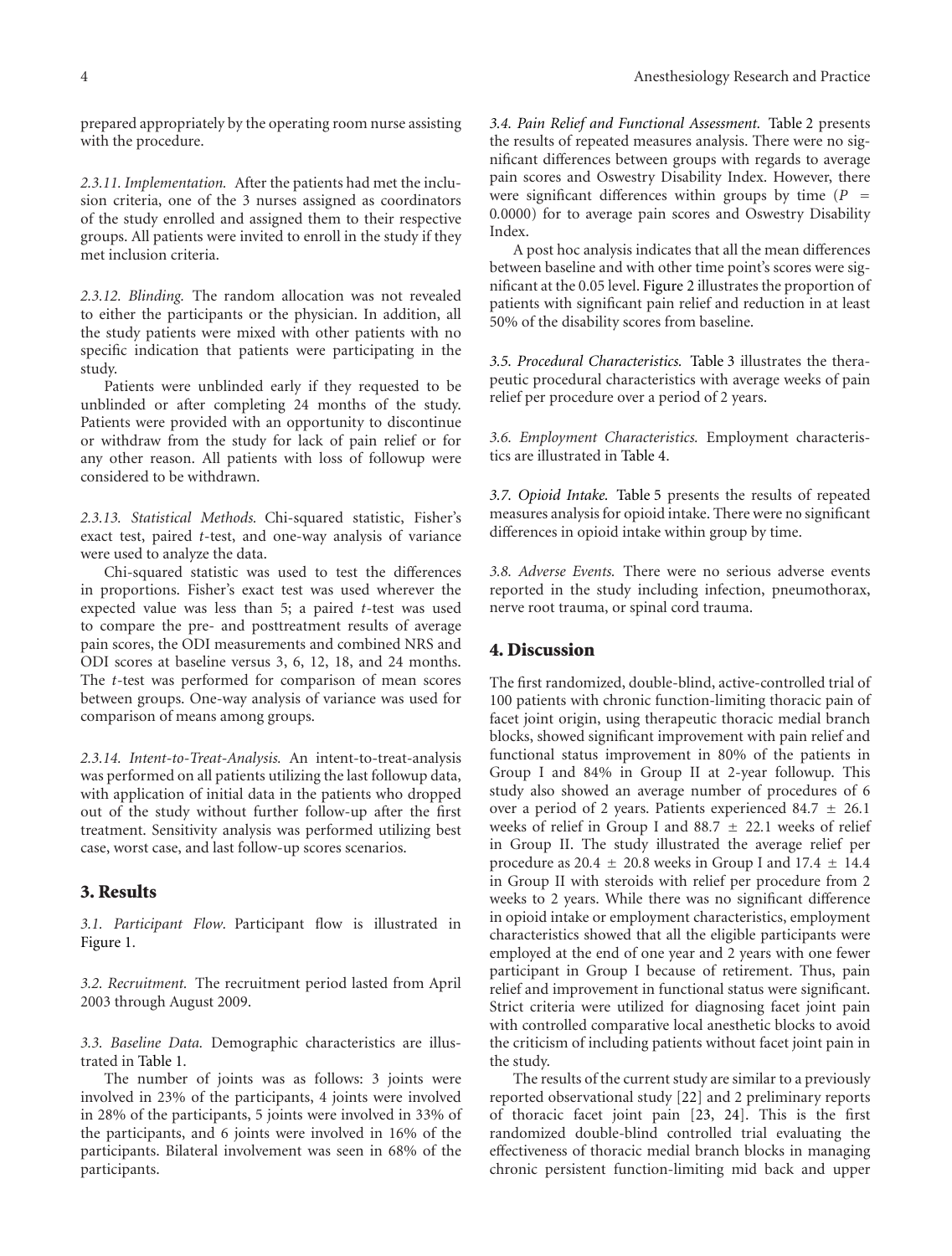prepared appropriately by the operating room nurse assisting with the procedure.

*2.3.11. Implementation.* After the patients had met the inclusion criteria, one of the 3 nurses assigned as coordinators of the study enrolled and assigned them to their respective groups. All patients were invited to enroll in the study if they met inclusion criteria.

*2.3.12. Blinding.* The random allocation was not revealed to either the participants or the physician. In addition, all the study patients were mixed with other patients with no specific indication that patients were participating in the study.

Patients were unblinded early if they requested to be unblinded or after completing 24 months of the study. Patients were provided with an opportunity to discontinue or withdraw from the study for lack of pain relief or for any other reason. All patients with loss of followup were considered to be withdrawn.

*2.3.13. Statistical Methods.* Chi-squared statistic, Fisher's exact test, paired *t*-test, and one-way analysis of variance were used to analyze the data.

Chi-squared statistic was used to test the differences in proportions. Fisher's exact test was used wherever the expected value was less than 5; a paired *t*-test was used to compare the pre- and posttreatment results of average pain scores, the ODI measurements and combined NRS and ODI scores at baseline versus 3, 6, 12, 18, and 24 months. The *t*-test was performed for comparison of mean scores between groups. One-way analysis of variance was used for comparison of means among groups.

*2.3.14. Intent-to-Treat-Analysis.* An intent-to-treat-analysis was performed on all patients utilizing the last followup data, with application of initial data in the patients who dropped out of the study without further follow-up after the first treatment. Sensitivity analysis was performed utilizing best case, worst case, and last follow-up scores scenarios.

## 3. Results

*3.1. Participant Flow.* Participant flow is illustrated in Figure 1.

*3.2. Recruitment.* The recruitment period lasted from April 2003 through August 2009.

*3.3. Baseline Data.* Demographic characteristics are illustrated in Table 1.

The number of joints was as follows: 3 joints were involved in 23% of the participants, 4 joints were involved in 28% of the participants, 5 joints were involved in 33% of the participants, and 6 joints were involved in 16% of the participants. Bilateral involvement was seen in 68% of the participants.

*3.4. Pain Relief and Functional Assessment.* Table 2 presents the results of repeated measures analysis. There were no significant differences between groups with regards to average pain scores and Oswestry Disability Index. However, there were significant differences within groups by time ($P = 0.0000$) for to average pain scores and Oswestry Disability Index.

A post hoc analysis indicates that all the mean differences between baseline and with other time point's scores were significant at the 0.05 level. Figure 2 illustrates the proportion of patients with significant pain relief and reduction in at least 50% of the disability scores from baseline.

*3.5. Procedural Characteristics.* Table 3 illustrates the therapeutic procedural characteristics with average weeks of pain relief per procedure over a period of 2 years.

*3.6. Employment Characteristics.* Employment characteristics are illustrated in Table 4.

*3.7. Opioid Intake.* Table 5 presents the results of repeated measures analysis for opioid intake. There were no significant differences in opioid intake within group by time.

*3.8. Adverse Events.* There were no serious adverse events reported in the study including infection, pneumothorax, nerve root trauma, or spinal cord trauma.

## 4. Discussion

The first randomized, double-blind, active-controlled trial of 100 patients with chronic function-limiting thoracic pain of facet joint origin, using therapeutic thoracic medial branch blocks, showed significant improvement with pain relief and functional status improvement in 80% of the patients in Group I and 84% in Group II at 2-year followup. This study also showed an average number of procedures of 6 over a period of 2 years. Patients experienced $84.7 \pm 26.1$ weeks of relief in Group I and $88.7 \pm 22.1$ weeks of relief in Group II. The study illustrated the average relief per procedure as $20.4 \pm 20.8$ weeks in Group I and $17.4 \pm 14.4$ in Group II with steroids with relief per procedure from 2 weeks to 2 years. While there was no significant difference in opioid intake or employment characteristics, employment characteristics showed that all the eligible participants were employed at the end of one year and 2 years with one fewer participant in Group I because of retirement. Thus, pain relief and improvement in functional status were significant. Strict criteria were utilized for diagnosing facet joint pain with controlled comparative local anesthetic blocks to avoid the criticism of including patients without facet joint pain in the study.

The results of the current study are similar to a previously reported observational study [22] and 2 preliminary reports of thoracic facet joint pain [23, 24]. This is the first randomized double-blind controlled trial evaluating the effectiveness of thoracic medial branch blocks in managing chronic persistent function-limiting mid back and upper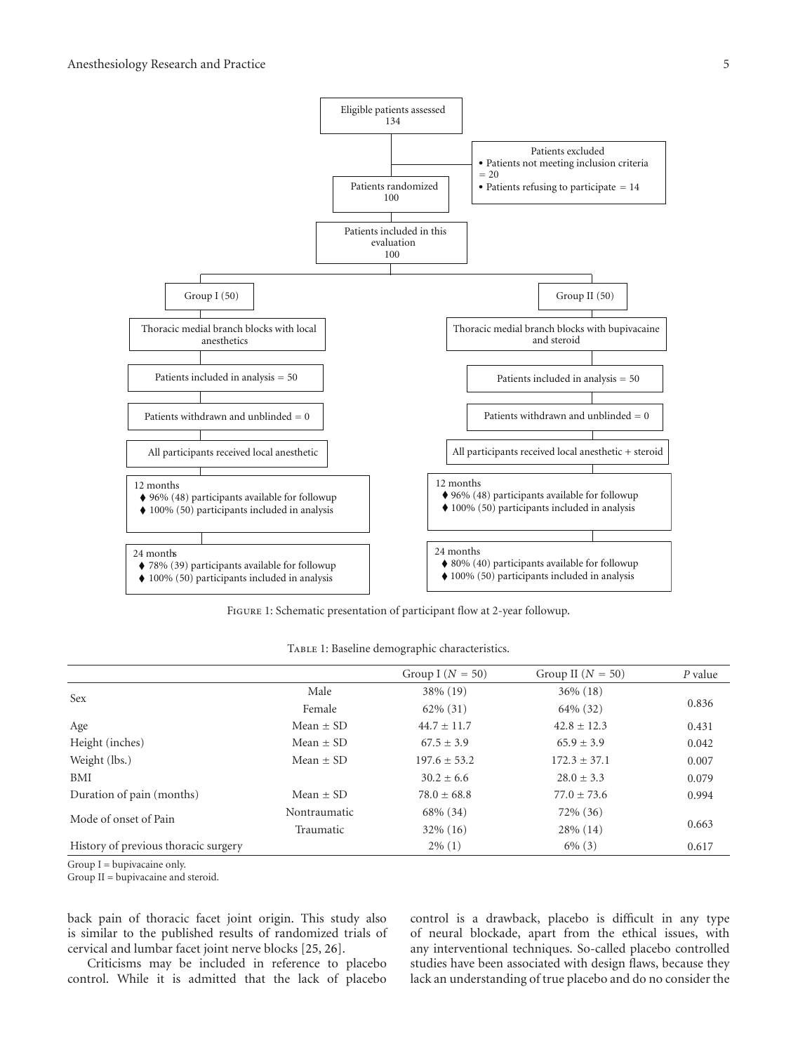Eligible patients assessed
134

Patients excluded
• Patients not meeting inclusion criteria = 20
• Patients refusing to participate = 14

Patients randomized
100

Patients included in this evaluation
100

Group I (50)

Thoracic medial branch blocks with local anesthetics

Patients included in analysis = 50

Patients withdrawn and unblinded = 0

All participants received local anesthetic

12 months
♦ 96% (48) participants available for followup
♦ 100% (50) participants included in analysis

24 months
♦ 78% (39) participants available for followup
♦ 100% (50) participants included in analysis

Group II (50)

Thoracic medial branch blocks with bupivacaine and steroid

Patients included in analysis = 50

Patients withdrawn and unblinded = 0

All participants received local anesthetic + steroid

12 months
♦ 96% (48) participants available for followup
♦ 100% (50) participants included in analysis

24 months
♦ 80% (40) participants available for followup
♦ 100% (50) participants included in analysis

Figure 1: Schematic presentation of participant flow at 2-year followup.

Table 1: Baseline demographic characteristics.

| | | Group I ($N = 50$) | Group II ($N = 50$) | $P$ value |
|---|---|---|---|---|
| Sex | Male | 38% (19) | 36% (18) | 0.836 |
| | Female | 62% (31) | 64% (32) | |
| Age | Mean ± SD | 44.7 ± 11.7 | 42.8 ± 12.3 | 0.431 |
| Height (inches) | Mean ± SD | 67.5 ± 3.9 | 65.9 ± 3.9 | 0.042 |
| Weight (lbs.) | Mean ± SD | 197.6 ± 53.2 | 172.3 ± 37.1 | 0.007 |
| BMI | | 30.2 ± 6.6 | 28.0 ± 3.3 | 0.079 |
| Duration of pain (months) | Mean ± SD | 78.0 ± 68.8 | 77.0 ± 73.6 | 0.994 |
| Mode of onset of Pain | Nontraumatic | 68% (34) | 72% (36) | 0.663 |
| | Traumatic | 32% (16) | 28% (14) | |
| History of previous thoracic surgery | | 2% (1) | 6% (3) | 0.617 |

Group I = bupivacaine only.
Group II = bupivacaine and steroid.

back pain of thoracic facet joint origin. This study also is similar to the published results of randomized trials of cervical and lumbar facet joint nerve blocks [25, 26].

Criticisms may be included in reference to placebo control. While it is admitted that the lack of placebo control is a drawback, placebo is difficult in any type of neural blockade, apart from the ethical issues, with any interventional techniques. So-called placebo controlled studies have been associated with design flaws, because they lack an understanding of true placebo and do no consider the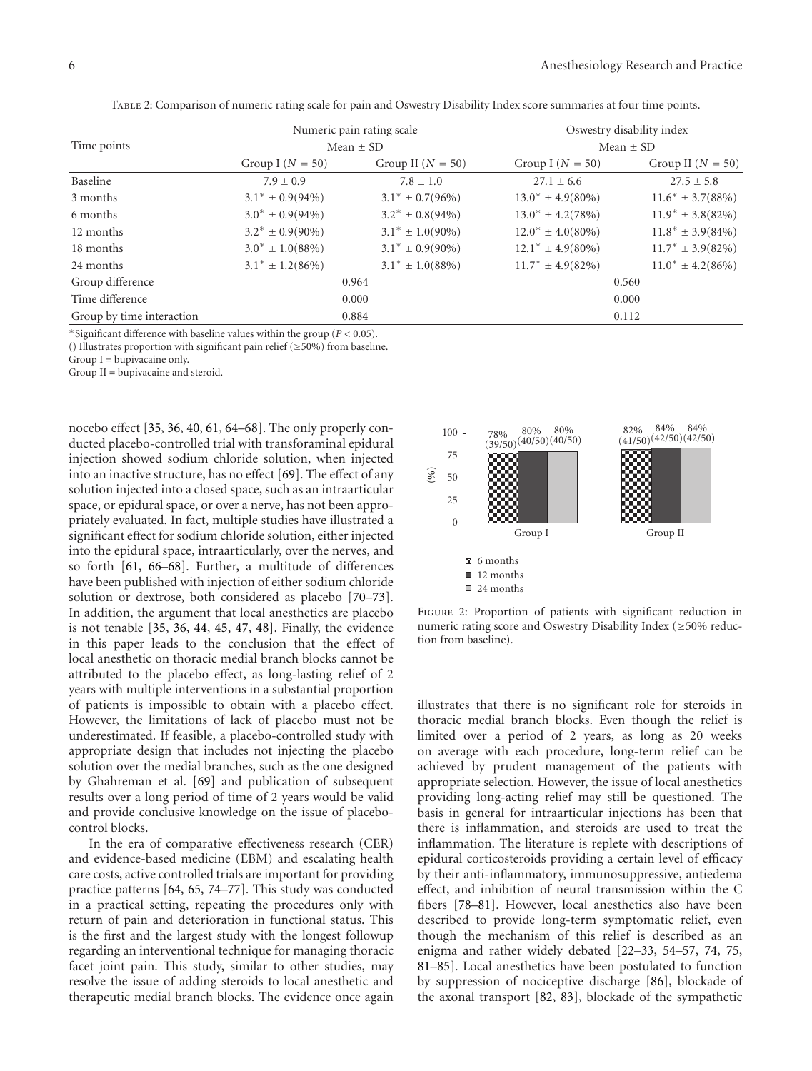Table 2: Comparison of numeric rating scale for pain and Oswestry Disability Index score summaries at four time points.

| Time points | Numeric pain rating scale Mean ± SD | | Oswestry disability index Mean ± SD | |
|---|---|---|---|---|
| | Group I ($N = 50$) | Group II ($N = 50$) | Group I ($N = 50$) | Group II ($N = 50$) |
| Baseline | 7.9 ± 0.9 | 7.8 ± 1.0 | 27.1 ± 6.6 | 27.5 ± 5.8 |
| 3 months | 3.1* ± 0.9(94%) | 3.1* ± 0.7(96%) | 13.0* ± 4.9(80%) | 11.6* ± 3.7(88%) |
| 6 months | 3.0* ± 0.9(94%) | 3.2* ± 0.8(94%) | 13.0* ± 4.2(78%) | 11.9* ± 3.8(82%) |
| 12 months | 3.2* ± 0.9(90%) | 3.1* ± 1.0(90%) | 12.0* ± 4.0(80%) | 11.8* ± 3.9(84%) |
| 18 months | 3.0* ± 1.0(88%) | 3.1* ± 0.9(90%) | 12.1* ± 4.9(80%) | 11.7* ± 3.9(82%) |
| 24 months | 3.1* ± 1.2(86%) | 3.1* ± 1.0(88%) | 11.7* ± 4.9(82%) | 11.0* ± 4.2(86%) |
| Group difference | 0.964 | | 0.560 | |
| Time difference | 0.000 | | 0.000 | |
| Group by time interaction | 0.884 | | 0.112 | |

*Significant difference with baseline values within the group ($P < 0.05$).

() Illustrates proportion with significant pain relief (≥50%) from baseline.

Group I = bupivacaine only.

Group II = bupivacaine and steroid.

nocebo effect [35, 36, 40, 61, 64–68]. The only properly conducted placebo-controlled trial with transforaminal epidural injection showed sodium chloride solution, when injected into an inactive structure, has no effect [69]. The effect of any solution injected into a closed space, such as an intraarticular space, or epidural space, or over a nerve, has not been appropriately evaluated. In fact, multiple studies have illustrated a significant effect for sodium chloride solution, either injected into the epidural space, intraarticularly, over the nerves, and so forth [61, 66–68]. Further, a multitude of differences have been published with injection of either sodium chloride solution or dextrose, both considered as placebo [70–73]. In addition, the argument that local anesthetics are placebo is not tenable [35, 36, 44, 45, 47, 48]. Finally, the evidence in this paper leads to the conclusion that the effect of local anesthetic on thoracic medial branch blocks cannot be attributed to the placebo effect, as long-lasting relief of 2 years with multiple interventions in a substantial proportion of patients is impossible to obtain with a placebo effect. However, the limitations of lack of placebo must not be underestimated. If feasible, a placebo-controlled study with appropriate design that includes not injecting the placebo solution over the medial branches, such as the one designed by Ghahreman et al. [69] and publication of subsequent results over a long period of time of 2 years would be valid and provide conclusive knowledge on the issue of placebo-control blocks.

In the era of comparative effectiveness research (CER) and evidence-based medicine (EBM) and escalating health care costs, active controlled trials are important for providing practice patterns [64, 65, 74–77]. This study was conducted in a practical setting, repeating the procedures only with return of pain and deterioration in functional status. This is the first and the largest study with the longest followup regarding an interventional technique for managing thoracic facet joint pain. This study, similar to other studies, may resolve the issue of adding steroids to local anesthetic and therapeutic medial branch blocks. The evidence once again

100
75
50
25
0
(%)
78% (39/50)
80% (40/50)
80% (40/50)
82% (41/50)
84% (42/50)
84% (42/50)
Group I
Group II
6 months
12 months
24 months

Figure 2: Proportion of patients with significant reduction in numeric rating score and Oswestry Disability Index (≥50% reduction from baseline).

illustrates that there is no significant role for steroids in thoracic medial branch blocks. Even though the relief is limited over a period of 2 years, as long as 20 weeks on average with each procedure, long-term relief can be achieved by prudent management of the patients with appropriate selection. However, the issue of local anesthetics providing long-acting relief may still be questioned. The basis in general for intraarticular injections has been that there is inflammation, and steroids are used to treat the inflammation. The literature is replete with descriptions of epidural corticosteroids providing a certain level of efficacy by their anti-inflammatory, immunosuppressive, antiedema effect, and inhibition of neural transmission within the C fibers [78–81]. However, local anesthetics also have been described to provide long-term symptomatic relief, even though the mechanism of this relief is described as an enigma and rather widely debated [22–33, 54–57, 74, 75, 81–85]. Local anesthetics have been postulated to function by suppression of nociceptive discharge [86], blockade of the axonal transport [82, 83], blockade of the sympathetic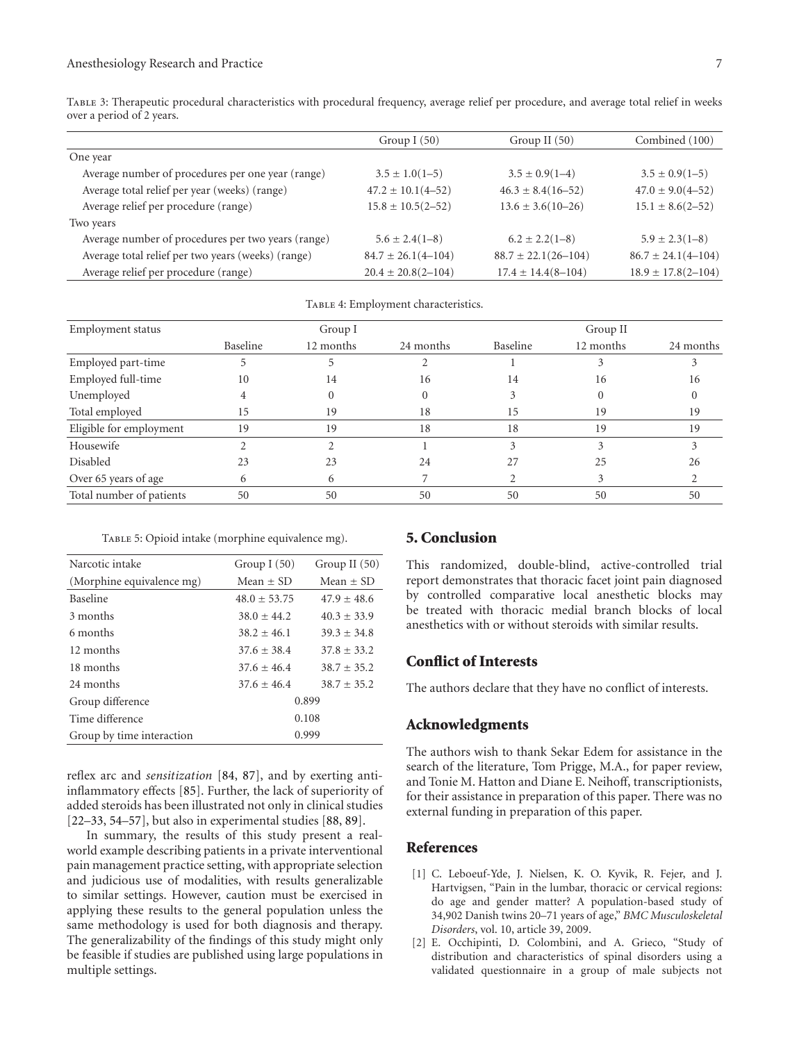Table 3: Therapeutic procedural characteristics with procedural frequency, average relief per procedure, and average total relief in weeks over a period of 2 years.

| | Group I (50) | Group II (50) | Combined (100) |
|---|---|---|---|
| One year | | | |
| Average number of procedures per one year (range) | 3.5 ± 1.0(1–5) | 3.5 ± 0.9(1–4) | 3.5 ± 0.9(1–5) |
| Average total relief per year (weeks) (range) | 47.2 ± 10.1(4–52) | 46.3 ± 8.4(16–52) | 47.0 ± 9.0(4–52) |
| Average relief per procedure (range) | 15.8 ± 10.5(2–52) | 13.6 ± 3.6(10–26) | 15.1 ± 8.6(2–52) |
| Two years | | | |
| Average number of procedures per two years (range) | 5.6 ± 2.4(1–8) | 6.2 ± 2.2(1–8) | 5.9 ± 2.3(1–8) |
| Average total relief per two years (weeks) (range) | 84.7 ± 26.1(4–104) | 88.7 ± 22.1(26–104) | 86.7 ± 24.1(4–104) |
| Average relief per procedure (range) | 20.4 ± 20.8(2–104) | 17.4 ± 14.4(8–104) | 18.9 ± 17.8(2–104) |

Table 4: Employment characteristics.

| Employment status | Group I | | | Group II | | |
|---|---|---|---|---|---|---|
| | Baseline | 12 months | 24 months | Baseline | 12 months | 24 months |
| Employed part-time | 5 | 5 | 2 | 1 | 3 | 3 |
| Employed full-time | 10 | 14 | 16 | 14 | 16 | 16 |
| Unemployed | 4 | 0 | 0 | 3 | 0 | 0 |
| Total employed | 15 | 19 | 18 | 15 | 19 | 19 |
| Eligible for employment | 19 | 19 | 18 | 18 | 19 | 19 |
| Housewife | 2 | 2 | 1 | 3 | 3 | 3 |
| Disabled | 23 | 23 | 24 | 27 | 25 | 26 |
| Over 65 years of age | 6 | 6 | 7 | 2 | 3 | 2 |
| Total number of patients | 50 | 50 | 50 | 50 | 50 | 50 |

Table 5: Opioid intake (morphine equivalence mg).

| Narcotic intake | Group I (50) | Group II (50) |
|---|---|---|
| (Morphine equivalence mg) | Mean ± SD | Mean ± SD |
| Baseline | 48.0 ± 53.75 | 47.9 ± 48.6 |
| 3 months | 38.0 ± 44.2 | 40.3 ± 33.9 |
| 6 months | 38.2 ± 46.1 | 39.3 ± 34.8 |
| 12 months | 37.6 ± 38.4 | 37.8 ± 33.2 |
| 18 months | 37.6 ± 46.4 | 38.7 ± 35.2 |
| 24 months | 37.6 ± 46.4 | 38.7 ± 35.2 |
| Group difference | 0.899 | |
| Time difference | 0.108 | |
| Group by time interaction | 0.999 | |

reflex arc and *sensitization* [84, 87], and by exerting anti-inflammatory effects [85]. Further, the lack of superiority of added steroids has been illustrated not only in clinical studies [22–33, 54–57], but also in experimental studies [88, 89].

In summary, the results of this study present a real-world example describing patients in a private interventional pain management practice setting, with appropriate selection and judicious use of modalities, with results generalizable to similar settings. However, caution must be exercised in applying these results to the general population unless the same methodology is used for both diagnosis and therapy. The generalizability of the findings of this study might only be feasible if studies are published using large populations in multiple settings.

## 5. Conclusion

This randomized, double-blind, active-controlled trial report demonstrates that thoracic facet joint pain diagnosed by controlled comparative local anesthetic blocks may be treated with thoracic medial branch blocks of local anesthetics with or without steroids with similar results.

## Conflict of Interests

The authors declare that they have no conflict of interests.

## Acknowledgments

The authors wish to thank Sekar Edem for assistance in the search of the literature, Tom Prigge, M.A., for paper review, and Tonie M. Hatton and Diane E. Neihoff, transcriptionists, for their assistance in preparation of this paper. There was no external funding in preparation of this paper.

## References

[1] C. Leboeuf-Yde, J. Nielsen, K. O. Kyvik, R. Fejer, and J. Hartvigsen, "Pain in the lumbar, thoracic or cervical regions: do age and gender matter? A population-based study of 34,902 Danish twins 20–71 years of age," *BMC Musculoskeletal Disorders*, vol. 10, article 39, 2009.

[2] E. Occhipinti, D. Colombini, and A. Grieco, "Study of distribution and characteristics of spinal disorders using a validated questionnaire in a group of male subjects not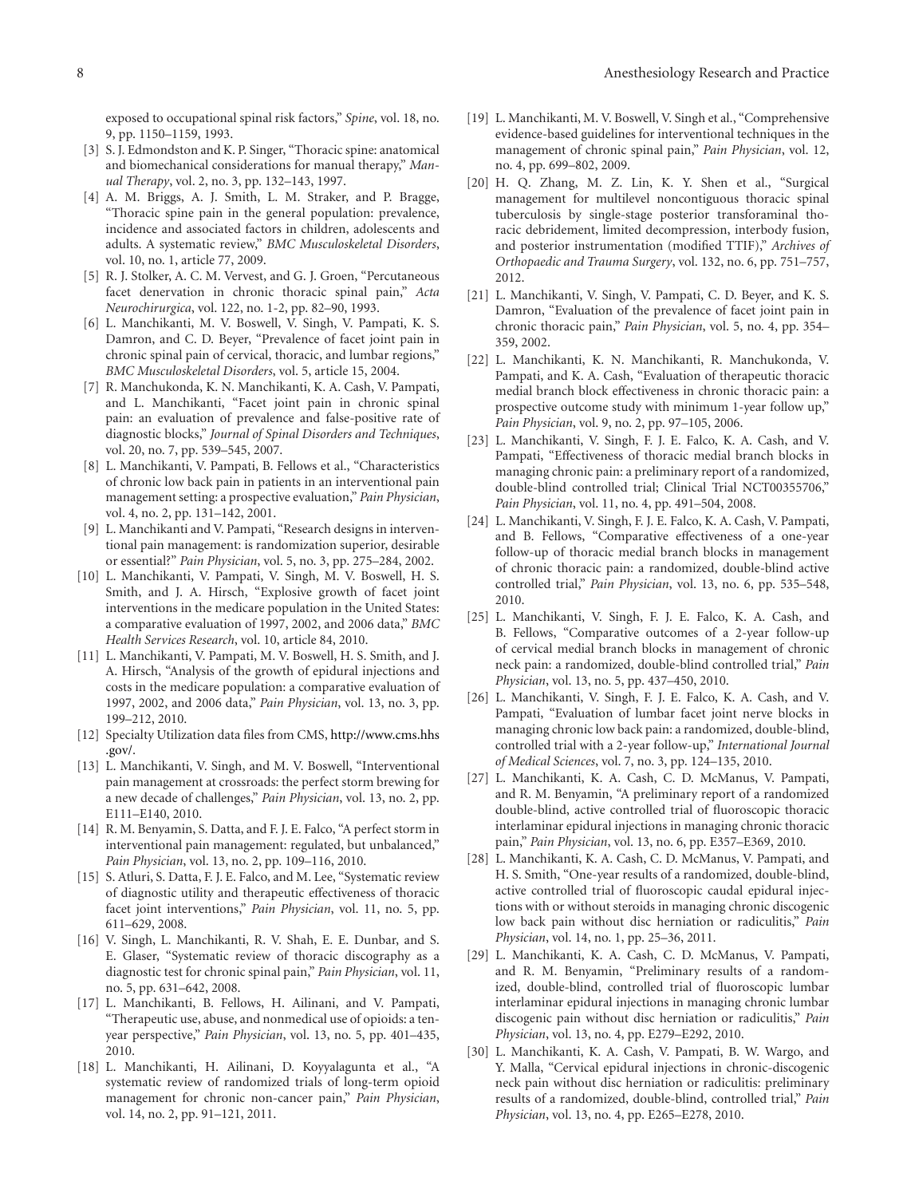exposed to occupational spinal risk factors," *Spine*, vol. 18, no. 9, pp. 1150–1159, 1993.

[3] S. J. Edmondston and K. P. Singer, "Thoracic spine: anatomical and biomechanical considerations for manual therapy," *Manual Therapy*, vol. 2, no. 3, pp. 132–143, 1997.

[4] A. M. Briggs, A. J. Smith, L. M. Straker, and P. Bragge, "Thoracic spine pain in the general population: prevalence, incidence and associated factors in children, adolescents and adults. A systematic review," *BMC Musculoskeletal Disorders*, vol. 10, no. 1, article 77, 2009.

[5] R. J. Stolker, A. C. M. Vervest, and G. J. Groen, "Percutaneous facet denervation in chronic thoracic spinal pain," *Acta Neurochirurgica*, vol. 122, no. 1-2, pp. 82–90, 1993.

[6] L. Manchikanti, M. V. Boswell, V. Singh, V. Pampati, K. S. Damron, and C. D. Beyer, "Prevalence of facet joint pain in chronic spinal pain of cervical, thoracic, and lumbar regions," *BMC Musculoskeletal Disorders*, vol. 5, article 15, 2004.

[7] R. Manchukonda, K. N. Manchikanti, K. A. Cash, V. Pampati, and L. Manchikanti, "Facet joint pain in chronic spinal pain: an evaluation of prevalence and false-positive rate of diagnostic blocks," *Journal of Spinal Disorders and Techniques*, vol. 20, no. 7, pp. 539–545, 2007.

[8] L. Manchikanti, V. Pampati, B. Fellows et al., "Characteristics of chronic low back pain in patients in an interventional pain management setting: a prospective evaluation," *Pain Physician*, vol. 4, no. 2, pp. 131–142, 2001.

[9] L. Manchikanti and V. Pampati, "Research designs in interventional pain management: is randomization superior, desirable or essential?" *Pain Physician*, vol. 5, no. 3, pp. 275–284, 2002.

[10] L. Manchikanti, V. Pampati, V. Singh, M. V. Boswell, H. S. Smith, and J. A. Hirsch, "Explosive growth of facet joint interventions in the medicare population in the United States: a comparative evaluation of 1997, 2002, and 2006 data," *BMC Health Services Research*, vol. 10, article 84, 2010.

[11] L. Manchikanti, V. Pampati, M. V. Boswell, H. S. Smith, and J. A. Hirsch, "Analysis of the growth of epidural injections and costs in the medicare population: a comparative evaluation of 1997, 2002, and 2006 data," *Pain Physician*, vol. 13, no. 3, pp. 199–212, 2010.

[12] Specialty Utilization data files from CMS, http://www.cms.hhs.gov/.

[13] L. Manchikanti, V. Singh, and M. V. Boswell, "Interventional pain management at crossroads: the perfect storm brewing for a new decade of challenges," *Pain Physician*, vol. 13, no. 2, pp. E111–E140, 2010.

[14] R. M. Benyamin, S. Datta, and F. J. E. Falco, "A perfect storm in interventional pain management: regulated, but unbalanced," *Pain Physician*, vol. 13, no. 2, pp. 109–116, 2010.

[15] S. Atluri, S. Datta, F. J. E. Falco, and M. Lee, "Systematic review of diagnostic utility and therapeutic effectiveness of thoracic facet joint interventions," *Pain Physician*, vol. 11, no. 5, pp. 611–629, 2008.

[16] V. Singh, L. Manchikanti, R. V. Shah, E. E. Dunbar, and S. E. Glaser, "Systematic review of thoracic discography as a diagnostic test for chronic spinal pain," *Pain Physician*, vol. 11, no. 5, pp. 631–642, 2008.

[17] L. Manchikanti, B. Fellows, H. Ailinani, and V. Pampati, "Therapeutic use, abuse, and nonmedical use of opioids: a ten-year perspective," *Pain Physician*, vol. 13, no. 5, pp. 401–435, 2010.

[18] L. Manchikanti, H. Ailinani, D. Koyyalagunta et al., "A systematic review of randomized trials of long-term opioid management for chronic non-cancer pain," *Pain Physician*, vol. 14, no. 2, pp. 91–121, 2011.

[19] L. Manchikanti, M. V. Boswell, V. Singh et al., "Comprehensive evidence-based guidelines for interventional techniques in the management of chronic spinal pain," *Pain Physician*, vol. 12, no. 4, pp. 699–802, 2009.

[20] H. Q. Zhang, M. Z. Lin, K. Y. Shen et al., "Surgical management for multilevel noncontiguous thoracic spinal tuberculosis by single-stage posterior transforaminal thoracic debridement, limited decompression, interbody fusion, and posterior instrumentation (modified TTIF)," *Archives of Orthopaedic and Trauma Surgery*, vol. 132, no. 6, pp. 751–757, 2012.

[21] L. Manchikanti, V. Singh, V. Pampati, C. D. Beyer, and K. S. Damron, "Evaluation of the prevalence of facet joint pain in chronic thoracic pain," *Pain Physician*, vol. 5, no. 4, pp. 354–359, 2002.

[22] L. Manchikanti, K. N. Manchikanti, R. Manchukonda, V. Pampati, and K. A. Cash, "Evaluation of therapeutic thoracic medial branch block effectiveness in chronic thoracic pain: a prospective outcome study with minimum 1-year follow up," *Pain Physician*, vol. 9, no. 2, pp. 97–105, 2006.

[23] L. Manchikanti, V. Singh, F. J. E. Falco, K. A. Cash, and V. Pampati, "Effectiveness of thoracic medial branch blocks in managing chronic pain: a preliminary report of a randomized, double-blind controlled trial; Clinical Trial NCT00355706," *Pain Physician*, vol. 11, no. 4, pp. 491–504, 2008.

[24] L. Manchikanti, V. Singh, F. J. E. Falco, K. A. Cash, V. Pampati, and B. Fellows, "Comparative effectiveness of a one-year follow-up of thoracic medial branch blocks in management of chronic thoracic pain: a randomized, double-blind active controlled trial," *Pain Physician*, vol. 13, no. 6, pp. 535–548, 2010.

[25] L. Manchikanti, V. Singh, F. J. E. Falco, K. A. Cash, and B. Fellows, "Comparative outcomes of a 2-year follow-up of cervical medial branch blocks in management of chronic neck pain: a randomized, double-blind controlled trial," *Pain Physician*, vol. 13, no. 5, pp. 437–450, 2010.

[26] L. Manchikanti, V. Singh, F. J. E. Falco, K. A. Cash, and V. Pampati, "Evaluation of lumbar facet joint nerve blocks in managing chronic low back pain: a randomized, double-blind, controlled trial with a 2-year follow-up," *International Journal of Medical Sciences*, vol. 7, no. 3, pp. 124–135, 2010.

[27] L. Manchikanti, K. A. Cash, C. D. McManus, V. Pampati, and R. M. Benyamin, "A preliminary report of a randomized double-blind, active controlled trial of fluoroscopic thoracic interlaminar epidural injections in managing chronic thoracic pain," *Pain Physician*, vol. 13, no. 6, pp. E357–E369, 2010.

[28] L. Manchikanti, K. A. Cash, C. D. McManus, V. Pampati, and H. S. Smith, "One-year results of a randomized, double-blind, active controlled trial of fluoroscopic caudal epidural injections with or without steroids in managing chronic discogenic low back pain without disc herniation or radiculitis," *Pain Physician*, vol. 14, no. 1, pp. 25–36, 2011.

[29] L. Manchikanti, K. A. Cash, C. D. McManus, V. Pampati, and R. M. Benyamin, "Preliminary results of a randomized, double-blind, controlled trial of fluoroscopic lumbar interlaminar epidural injections in managing chronic lumbar discogenic pain without disc herniation or radiculitis," *Pain Physician*, vol. 13, no. 4, pp. E279–E292, 2010.

[30] L. Manchikanti, K. A. Cash, V. Pampati, B. W. Wargo, and Y. Malla, "Cervical epidural injections in chronic-discogenic neck pain without disc herniation or radiculitis: preliminary results of a randomized, double-blind, controlled trial," *Pain Physician*, vol. 13, no. 4, pp. E265–E278, 2010.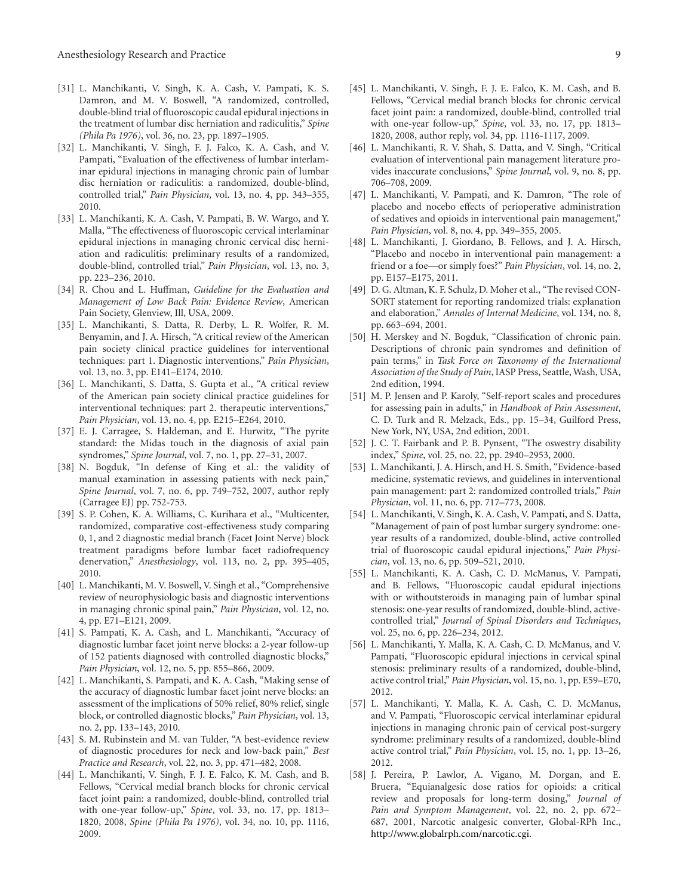[31] L. Manchikanti, V. Singh, K. A. Cash, V. Pampati, K. S. Damron, and M. V. Boswell, "A randomized, controlled, double-blind trial of fluoroscopic caudal epidural injections in the treatment of lumbar disc herniation and radiculitis," *Spine (Phila Pa 1976)*, vol. 36, no. 23, pp. 1897–1905.

[32] L. Manchikanti, V. Singh, F. J. Falco, K. A. Cash, and V. Pampati, "Evaluation of the effectiveness of lumbar interlaminar epidural injections in managing chronic pain of lumbar disc herniation or radiculitis: a randomized, double-blind, controlled trial," *Pain Physician*, vol. 13, no. 4, pp. 343–355, 2010.

[33] L. Manchikanti, K. A. Cash, V. Pampati, B. W. Wargo, and Y. Malla, "The effectiveness of fluoroscopic cervical interlaminar epidural injections in managing chronic cervical disc herniation and radiculitis: preliminary results of a randomized, double-blind, controlled trial," *Pain Physician*, vol. 13, no. 3, pp. 223–236, 2010.

[34] R. Chou and L. Huffman, *Guideline for the Evaluation and Management of Low Back Pain: Evidence Review*, American Pain Society, Glenview, Ill, USA, 2009.

[35] L. Manchikanti, S. Datta, R. Derby, L. R. Wolfer, R. M. Benyamin, and J. A. Hirsch, "A critical review of the American pain society clinical practice guidelines for interventional techniques: part 1. Diagnostic interventions," *Pain Physician*, vol. 13, no. 3, pp. E141–E174, 2010.

[36] L. Manchikanti, S. Datta, S. Gupta et al., "A critical review of the American pain society clinical practice guidelines for interventional techniques: part 2. therapeutic interventions," *Pain Physician*, vol. 13, no. 4, pp. E215–E264, 2010.

[37] E. J. Carragee, S. Haldeman, and E. Hurwitz, "The pyrite standard: the Midas touch in the diagnosis of axial pain syndromes," *Spine Journal*, vol. 7, no. 1, pp. 27–31, 2007.

[38] N. Bogduk, "In defense of King et al.: the validity of manual examination in assessing patients with neck pain," *Spine Journal*, vol. 7, no. 6, pp. 749–752, 2007, author reply (Carragee EJ) pp. 752-753.

[39] S. P. Cohen, K. A. Williams, C. Kurihara et al., "Multicenter, randomized, comparative cost-effectiveness study comparing 0, 1, and 2 diagnostic medial branch (Facet Joint Nerve) block treatment paradigms before lumbar facet radiofrequency denervation," *Anesthesiology*, vol. 113, no. 2, pp. 395–405, 2010.

[40] L. Manchikanti, M. V. Boswell, V. Singh et al., "Comprehensive review of neurophysiologic basis and diagnostic interventions in managing chronic spinal pain," *Pain Physician*, vol. 12, no. 4, pp. E71–E121, 2009.

[41] S. Pampati, K. A. Cash, and L. Manchikanti, "Accuracy of diagnostic lumbar facet joint nerve blocks: a 2-year follow-up of 152 patients diagnosed with controlled diagnostic blocks," *Pain Physician*, vol. 12, no. 5, pp. 855–866, 2009.

[42] L. Manchikanti, S. Pampati, and K. A. Cash, "Making sense of the accuracy of diagnostic lumbar facet joint nerve blocks: an assessment of the implications of 50% relief, 80% relief, single block, or controlled diagnostic blocks," *Pain Physician*, vol. 13, no. 2, pp. 133–143, 2010.

[43] S. M. Rubinstein and M. van Tulder, "A best-evidence review of diagnostic procedures for neck and low-back pain," *Best Practice and Research*, vol. 22, no. 3, pp. 471–482, 2008.

[44] L. Manchikanti, V. Singh, F. J. E. Falco, K. M. Cash, and B. Fellows, "Cervical medial branch blocks for chronic cervical facet joint pain: a randomized, double-blind, controlled trial with one-year follow-up," *Spine*, vol. 33, no. 17, pp. 1813–1820, 2008, *Spine (Phila Pa 1976)*, vol. 34, no. 10, pp. 1116, 2009.

[45] L. Manchikanti, V. Singh, F. J. E. Falco, K. M. Cash, and B. Fellows, "Cervical medial branch blocks for chronic cervical facet joint pain: a randomized, double-blind, controlled trial with one-year follow-up," *Spine*, vol. 33, no. 17, pp. 1813–1820, 2008, author reply, vol. 34, pp. 1116-1117, 2009.

[46] L. Manchikanti, R. V. Shah, S. Datta, and V. Singh, "Critical evaluation of interventional pain management literature provides inaccurate conclusions," *Spine Journal*, vol. 9, no. 8, pp. 706–708, 2009.

[47] L. Manchikanti, V. Pampati, and K. Damron, "The role of placebo and nocebo effects of perioperative administration of sedatives and opioids in interventional pain management," *Pain Physician*, vol. 8, no. 4, pp. 349–355, 2005.

[48] L. Manchikanti, J. Giordano, B. Fellows, and J. A. Hirsch, "Placebo and nocebo in interventional pain management: a friend or a foe—or simply foes?" *Pain Physician*, vol. 14, no. 2, pp. E157–E175, 2011.

[49] D. G. Altman, K. F. Schulz, D. Moher et al., "The revised CONSORT statement for reporting randomized trials: explanation and elaboration," *Annales of Internal Medicine*, vol. 134, no. 8, pp. 663–694, 2001.

[50] H. Merskey and N. Bogduk, "Classification of chronic pain. Descriptions of chronic pain syndromes and definition of pain terms," in *Task Force on Taxonomy of the International Association of the Study of Pain*, IASP Press, Seattle, Wash, USA, 2nd edition, 1994.

[51] M. P. Jensen and P. Karoly, "Self-report scales and procedures for assessing pain in adults," in *Handbook of Pain Assessment*, C. D. Turk and R. Melzack, Eds., pp. 15–34, Guilford Press, New York, NY, USA, 2nd edition, 2001.

[52] J. C. T. Fairbank and P. B. Pynsent, "The oswestry disability index," *Spine*, vol. 25, no. 22, pp. 2940–2953, 2000.

[53] L. Manchikanti, J. A. Hirsch, and H. S. Smith, "Evidence-based medicine, systematic reviews, and guidelines in interventional pain management: part 2: randomized controlled trials," *Pain Physician*, vol. 11, no. 6, pp. 717–773, 2008.

[54] L. Manchikanti, V. Singh, K. A. Cash, V. Pampati, and S. Datta, "Management of pain of post lumbar surgery syndrome: one-year results of a randomized, double-blind, active controlled trial of fluoroscopic caudal epidural injections," *Pain Physician*, vol. 13, no. 6, pp. 509–521, 2010.

[55] L. Manchikanti, K. A. Cash, C. D. McManus, V. Pampati, and B. Fellows, "Fluoroscopic caudal epidural injections with or withoutsteroids in managing pain of lumbar spinal stenosis: one-year results of randomized, double-blind, active-controlled trial," *Journal of Spinal Disorders and Techniques*, vol. 25, no. 6, pp. 226–234, 2012.

[56] L. Manchikanti, Y. Malla, K. A. Cash, C. D. McManus, and V. Pampati, "Fluoroscopic epidural injections in cervical spinal stenosis: preliminary results of a randomized, double-blind, active control trial," *Pain Physician*, vol. 15, no. 1, pp. E59–E70, 2012.

[57] L. Manchikanti, Y. Malla, K. A. Cash, C. D. McManus, and V. Pampati, "Fluoroscopic cervical interlaminar epidural injections in managing chronic pain of cervical post-surgery syndrome: preliminary results of a randomized, double-blind active control trial," *Pain Physician*, vol. 15, no. 1, pp. 13–26, 2012.

[58] J. Pereira, P. Lawlor, A. Vigano, M. Dorgan, and E. Bruera, "Equianalgesic dose ratios for opioids: a critical review and proposals for long-term dosing," *Journal of Pain and Symptom Management*, vol. 22, no. 2, pp. 672–687, 2001, Narcotic analgesic converter, Global-RPh Inc., http://www.globalrph.com/narcotic.cgi.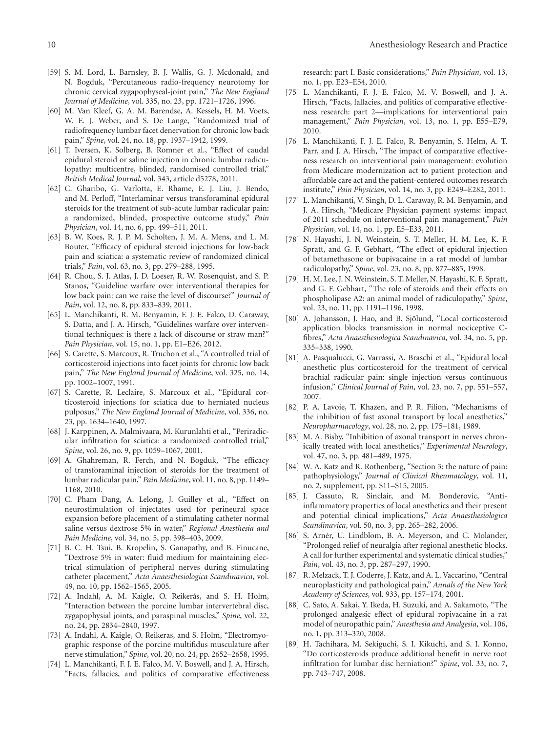[59] S. M. Lord, L. Barnsley, B. J. Wallis, G. J. Mcdonald, and N. Bogduk, "Percutaneous radio-frequency neurotomy for chronic cervical zygapophyseal-joint pain," *The New England Journal of Medicine*, vol. 335, no. 23, pp. 1721–1726, 1996.

[60] M. Van Kleef, G. A. M. Barendse, A. Kessels, H. M. Voets, W. E. J. Weber, and S. De Lange, "Randomized trial of radiofrequency lumbar facet denervation for chronic low back pain," *Spine*, vol. 24, no. 18, pp. 1937–1942, 1999.

[61] T. Iversen, K. Solberg, B. Romner et al., "Effect of caudal epidural steroid or saline injection in chronic lumbar radiculopathy: multicentre, blinded, randomised controlled trial," *British Medical Journal*, vol. 343, article d5278, 2011.

[62] C. Gharibo, G. Varlotta, E. Rhame, E. J. Liu, J. Bendo, and M. Perloff, "Interlaminar versus transforaminal epidural steroids for the treatment of sub-acute lumbar radicular pain: a randomized, blinded, prospective outcome study," *Pain Physician*, vol. 14, no. 6, pp. 499–511, 2011.

[63] B. W. Koes, R. J. P. M. Scholten, J. M. A. Mens, and L. M. Bouter, "Efficacy of epidural steroid injections for low-back pain and sciatica: a systematic review of randomized clinical trials," *Pain*, vol. 63, no. 3, pp. 279–288, 1995.

[64] R. Chou, S. J. Atlas, J. D. Loeser, R. W. Rosenquist, and S. P. Stanos, "Guideline warfare over interventional therapies for low back pain: can we raise the level of discourse?" *Journal of Pain*, vol. 12, no. 8, pp. 833–839, 2011.

[65] L. Manchikanti, R. M. Benyamin, F. J. E. Falco, D. Caraway, S. Datta, and J. A. Hirsch, "Guidelines warfare over interventional techniques: is there a lack of discourse or straw man?" *Pain Physician*, vol. 15, no. 1, pp. E1–E26, 2012.

[66] S. Carette, S. Marcoux, R. Truchon et al., "A controlled trial of corticosteroid injections into facet joints for chronic low back pain," *The New England Journal of Medicine*, vol. 325, no. 14, pp. 1002–1007, 1991.

[67] S. Carette, R. Leclaire, S. Marcoux et al., "Epidural corticosteroid injections for sciatica due to herniated nucleus pulposus," *The New England Journal of Medicine*, vol. 336, no. 23, pp. 1634–1640, 1997.

[68] J. Karppinen, A. Malmivaara, M. Kurunlahti et al., "Periradicular infiltration for sciatica: a randomized controlled trial," *Spine*, vol. 26, no. 9, pp. 1059–1067, 2001.

[69] A. Ghahreman, R. Ferch, and N. Bogduk, "The efficacy of transforaminal injection of steroids for the treatment of lumbar radicular pain," *Pain Medicine*, vol. 11, no. 8, pp. 1149–1168, 2010.

[70] C. Pham Dang, A. Lelong, J. Guilley et al., "Effect on neurostimulation of injectates used for perineural space expansion before placement of a stimulating catheter normal saline versus dextrose 5% in water," *Regional Anesthesia and Pain Medicine*, vol. 34, no. 5, pp. 398–403, 2009.

[71] B. C. H. Tsui, B. Kropelin, S. Ganapathy, and B. Finucane, "Dextrose 5% in water: fluid medium for maintaining electrical stimulation of peripheral nerves during stimulating catheter placement," *Acta Anaesthesiologica Scandinavica*, vol. 49, no. 10, pp. 1562–1565, 2005.

[72] A. Indahl, A. M. Kaigle, O. Reikerås, and S. H. Holm, "Interaction between the porcine lumbar intervertebral disc, zygapophysial joints, and paraspinal muscles," *Spine*, vol. 22, no. 24, pp. 2834–2840, 1997.

[73] A. Indahl, A. Kaigle, O. Reikeras, and S. Holm, "Electromyographic response of the porcine multifidus musculature after nerve stimulation," *Spine*, vol. 20, no. 24, pp. 2652–2658, 1995.

[74] L. Manchikanti, F. J. E. Falco, M. V. Boswell, and J. A. Hirsch, "Facts, fallacies, and politics of comparative effectiveness research: part I. Basic considerations," *Pain Physician*, vol. 13, no. 1, pp. E23–E54, 2010.

[75] L. Manchikanti, F. J. E. Falco, M. V. Boswell, and J. A. Hirsch, "Facts, fallacies, and politics of comparative effectiveness research: part 2—implications for interventional pain management," *Pain Physician*, vol. 13, no. 1, pp. E55–E79, 2010.

[76] L. Manchikanti, F. J. E. Falco, R. Benyamin, S. Helm, A. T. Parr, and J. A. Hirsch, "The impact of comparative effectiveness research on interventional pain management: evolution from Medicare modernization act to patient protection and affordable care act and the patient-centered outcomes research institute," *Pain Physician*, vol. 14, no. 3, pp. E249–E282, 2011.

[77] L. Manchikanti, V. Singh, D. L. Caraway, R. M. Benyamin, and J. A. Hirsch, "Medicare Physician payment systems: impact of 2011 schedule on interventional pain management," *Pain Physician*, vol. 14, no. 1, pp. E5–E33, 2011.

[78] N. Hayashi, J. N. Weinstein, S. T. Meller, H. M. Lee, K. F. Spratt, and G. F. Gebhart, "The effect of epidural injection of betamethasone or bupivacaine in a rat model of lumbar radiculopathy," *Spine*, vol. 23, no. 8, pp. 877–885, 1998.

[79] H. M. Lee, J. N. Weinstein, S. T. Meller, N. Hayashi, K. F. Spratt, and G. F. Gebhart, "The role of steroids and their effects on phospholipase A2: an animal model of radiculopathy," *Spine*, vol. 23, no. 11, pp. 1191–1196, 1998.

[80] A. Johansson, J. Hao, and B. Sjölund, "Local corticosteroid application blocks transmission in normal nociceptive C-fibres," *Acta Anaesthesiologica Scandinavica*, vol. 34, no. 5, pp. 335–338, 1990.

[81] A. Pasqualucci, G. Varrassi, A. Braschi et al., "Epidural local anesthetic plus corticosteroid for the treatment of cervical brachial radicular pain: single injection versus continuous infusion," *Clinical Journal of Pain*, vol. 23, no. 7, pp. 551–557, 2007.

[82] P. A. Lavoie, T. Khazen, and P. R. Filion, "Mechanisms of the inhibition of fast axonal transport by local anesthetics," *Neuropharmacology*, vol. 28, no. 2, pp. 175–181, 1989.

[83] M. A. Bisby, "Inhibition of axonal transport in nerves chronically treated with local anesthetics," *Experimental Neurology*, vol. 47, no. 3, pp. 481–489, 1975.

[84] W. A. Katz and R. Rothenberg, "Section 3: the nature of pain: pathophysiology," *Journal of Clinical Rheumatology*, vol. 11, no. 2, supplement, pp. S11–S15, 2005.

[85] J. Cassuto, R. Sinclair, and M. Bonderovic, "Anti-inflammatory properties of local anesthetics and their present and potential clinical implications," *Acta Anaesthesiologica Scandinavica*, vol. 50, no. 3, pp. 265–282, 2006.

[86] S. Arnér, U. Lindblom, B. A. Meyerson, and C. Molander, "Prolonged relief of neuralgia after regional anesthetic blocks. A call for further experimental and systematic clinical studies," *Pain*, vol. 43, no. 3, pp. 287–297, 1990.

[87] R. Melzack, T. J. Coderre, J. Katz, and A. L. Vaccarino, "Central neuroplasticity and pathological pain," *Annals of the New York Academy of Sciences*, vol. 933, pp. 157–174, 2001.

[88] C. Sato, A. Sakai, Y. Ikeda, H. Suzuki, and A. Sakamoto, "The prolonged analgesic effect of epidural ropivacaine in a rat model of neuropathic pain," *Anesthesia and Analgesia*, vol. 106, no. 1, pp. 313–320, 2008.

[89] H. Tachihara, M. Sekiguchi, S. I. Kikuchi, and S. I. Konno, "Do corticosteroids produce additional benefit in nerve root infiltration for lumbar disc herniation?" *Spine*, vol. 33, no. 7, pp. 743–747, 2008.